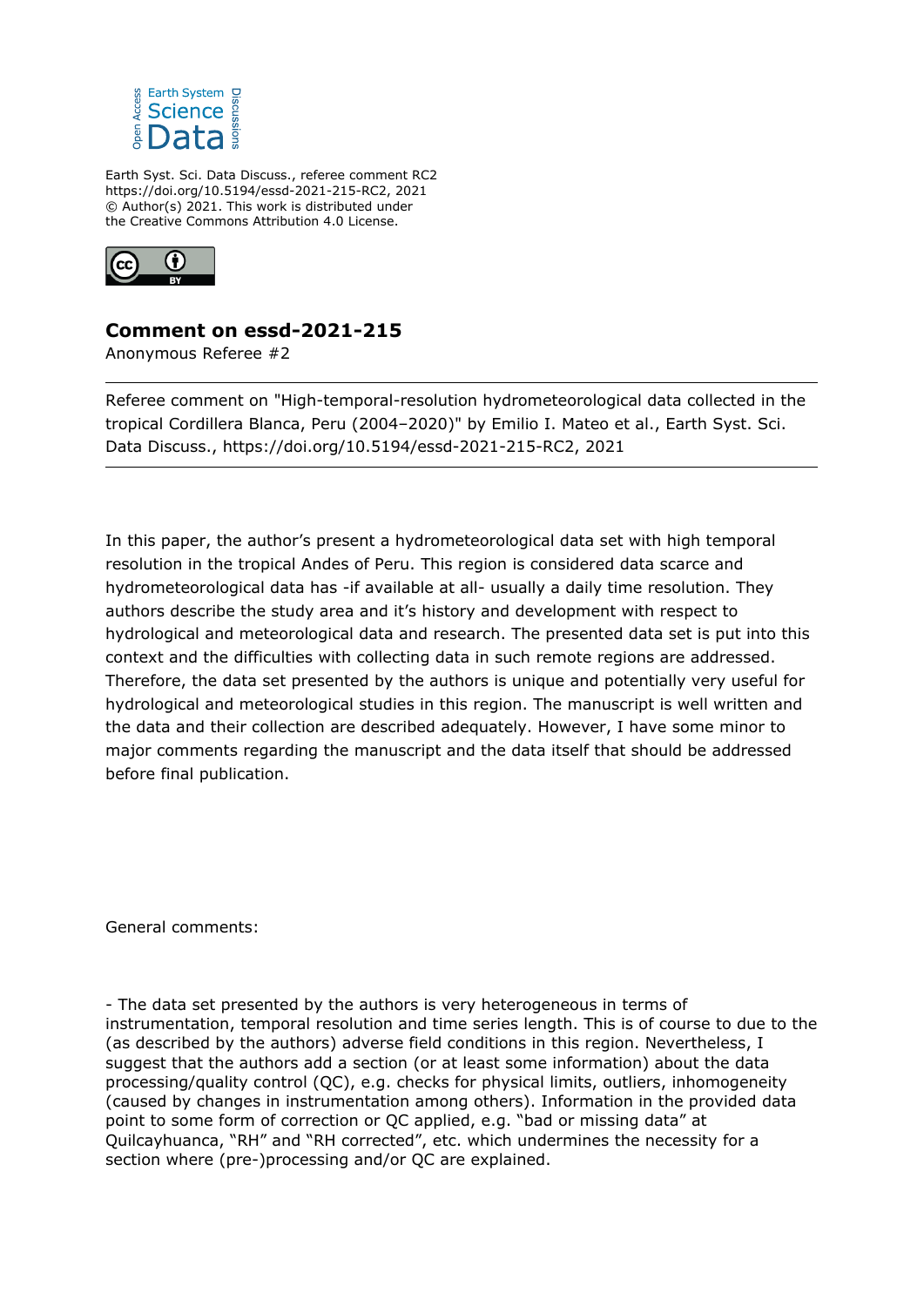Earth Syst. Sci. Data Discuss., referee comment RC2
https://doi.org/10.5194/essd-2021-215-RC2, 2021
© Author(s) 2021. This work is distributed under
the Creative Commons Attribution 4.0 License.

## Comment on essd-2021-215

Anonymous Referee #2

---

Referee comment on "High-temporal-resolution hydrometeorological data collected in the tropical Cordillera Blanca, Peru (2004–2020)" by Emilio I. Mateo et al., Earth Syst. Sci. Data Discuss., https://doi.org/10.5194/essd-2021-215-RC2, 2021

---

In this paper, the author's present a hydrometeorological data set with high temporal resolution in the tropical Andes of Peru. This region is considered data scarce and hydrometeorological data has -if available at all- usually a daily time resolution. They authors describe the study area and it's history and development with respect to hydrological and meteorological data and research. The presented data set is put into this context and the difficulties with collecting data in such remote regions are addressed. Therefore, the data set presented by the authors is unique and potentially very useful for hydrological and meteorological studies in this region. The manuscript is well written and the data and their collection are described adequately. However, I have some minor to major comments regarding the manuscript and the data itself that should be addressed before final publication.

General comments:

- The data set presented by the authors is very heterogeneous in terms of instrumentation, temporal resolution and time series length. This is of course to due to the (as described by the authors) adverse field conditions in this region. Nevertheless, I suggest that the authors add a section (or at least some information) about the data processing/quality control (QC), e.g. checks for physical limits, outliers, inhomogeneity (caused by changes in instrumentation among others). Information in the provided data point to some form of correction or QC applied, e.g. "bad or missing data" at Quilcayhuanca, "RH" and "RH corrected", etc. which undermines the necessity for a section where (pre-)processing and/or QC are explained.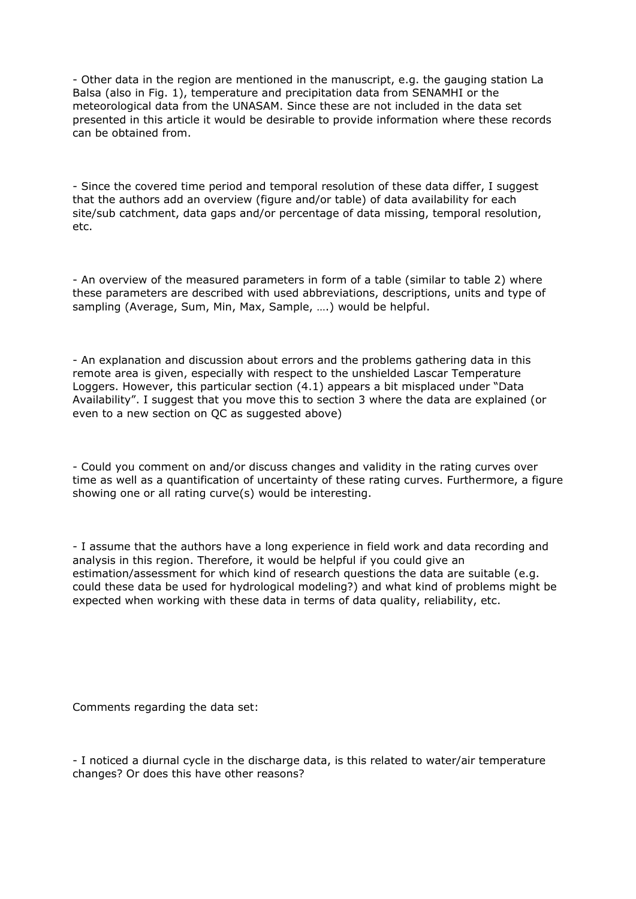- Other data in the region are mentioned in the manuscript, e.g. the gauging station La Balsa (also in Fig. 1), temperature and precipitation data from SENAMHI or the meteorological data from the UNASAM. Since these are not included in the data set presented in this article it would be desirable to provide information where these records can be obtained from.

- Since the covered time period and temporal resolution of these data differ, I suggest that the authors add an overview (figure and/or table) of data availability for each site/sub catchment, data gaps and/or percentage of data missing, temporal resolution, etc.

- An overview of the measured parameters in form of a table (similar to table 2) where these parameters are described with used abbreviations, descriptions, units and type of sampling (Average, Sum, Min, Max, Sample, ….) would be helpful.

- An explanation and discussion about errors and the problems gathering data in this remote area is given, especially with respect to the unshielded Lascar Temperature Loggers. However, this particular section (4.1) appears a bit misplaced under "Data Availability". I suggest that you move this to section 3 where the data are explained (or even to a new section on QC as suggested above)

- Could you comment on and/or discuss changes and validity in the rating curves over time as well as a quantification of uncertainty of these rating curves. Furthermore, a figure showing one or all rating curve(s) would be interesting.

- I assume that the authors have a long experience in field work and data recording and analysis in this region. Therefore, it would be helpful if you could give an estimation/assessment for which kind of research questions the data are suitable (e.g. could these data be used for hydrological modeling?) and what kind of problems might be expected when working with these data in terms of data quality, reliability, etc.

Comments regarding the data set:

- I noticed a diurnal cycle in the discharge data, is this related to water/air temperature changes? Or does this have other reasons?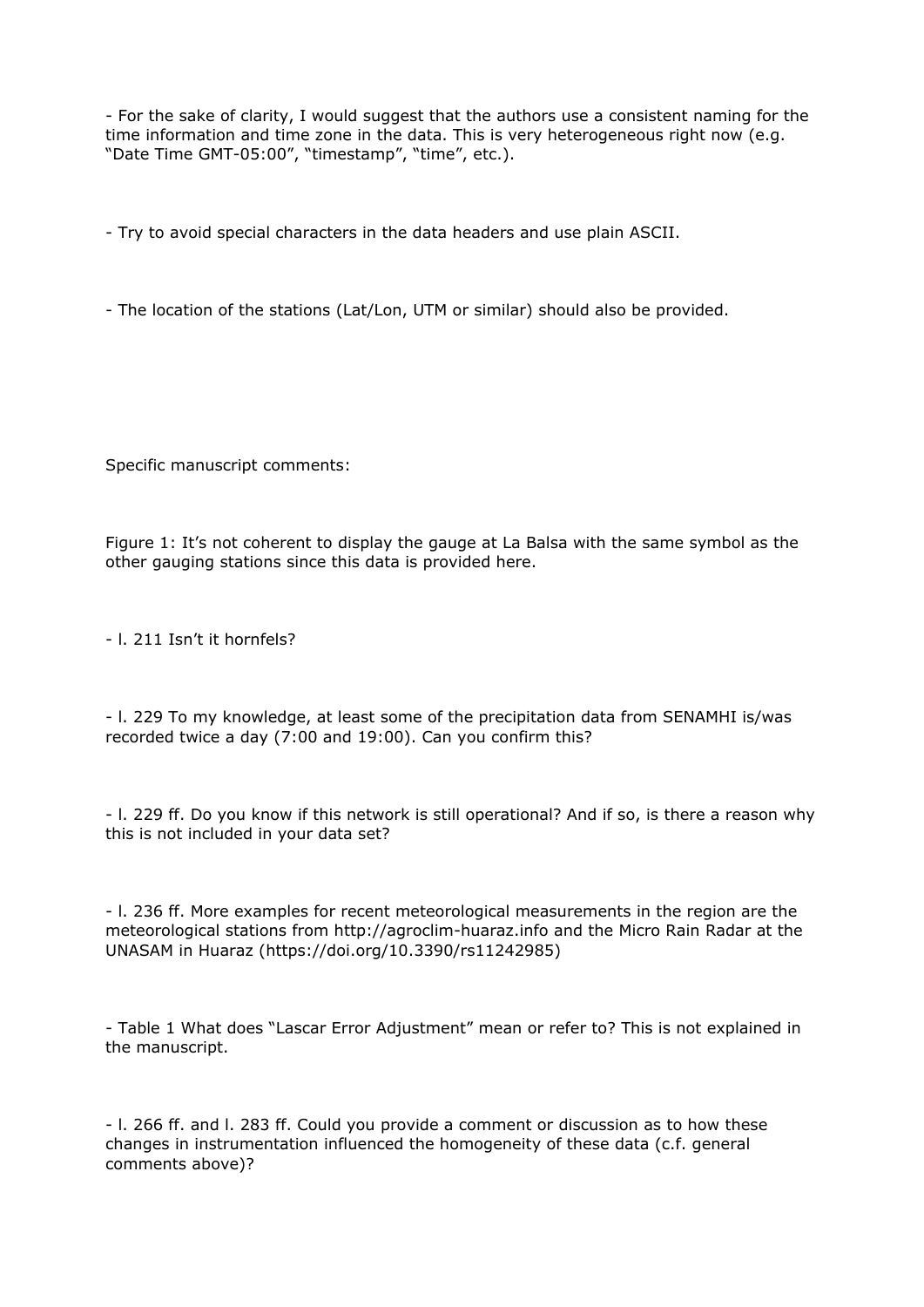- For the sake of clarity, I would suggest that the authors use a consistent naming for the time information and time zone in the data. This is very heterogeneous right now (e.g. “Date Time GMT-05:00”, “timestamp”, “time”, etc.).

- Try to avoid special characters in the data headers and use plain ASCII.

- The location of the stations (Lat/Lon, UTM or similar) should also be provided.

Specific manuscript comments:

Figure 1: It’s not coherent to display the gauge at La Balsa with the same symbol as the other gauging stations since this data is provided here.

- l. 211 Isn’t it hornfels?

- l. 229 To my knowledge, at least some of the precipitation data from SENAMHI is/was recorded twice a day (7:00 and 19:00). Can you confirm this?

- l. 229 ff. Do you know if this network is still operational? And if so, is there a reason why this is not included in your data set?

- l. 236 ff. More examples for recent meteorological measurements in the region are the meteorological stations from http://agroclim-huaraz.info and the Micro Rain Radar at the UNASAM in Huaraz (https://doi.org/10.3390/rs11242985)

- Table 1 What does “Lascar Error Adjustment” mean or refer to? This is not explained in the manuscript.

- l. 266 ff. and l. 283 ff. Could you provide a comment or discussion as to how these changes in instrumentation influenced the homogeneity of these data (c.f. general comments above)?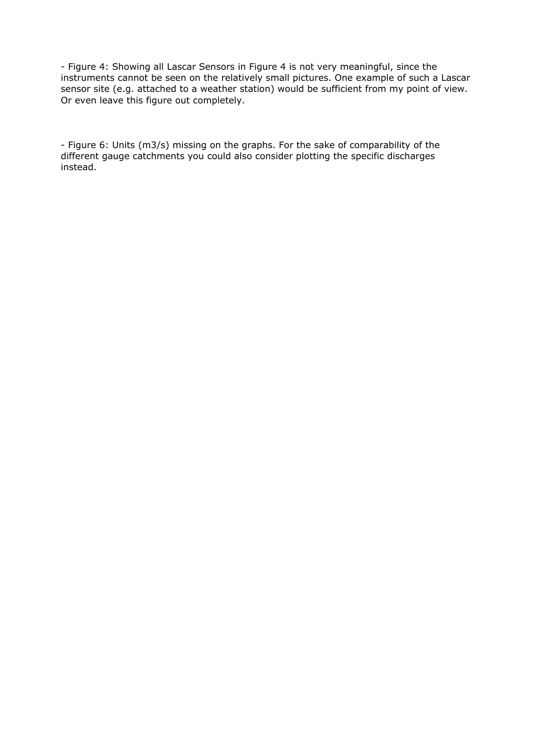- Figure 4: Showing all Lascar Sensors in Figure 4 is not very meaningful, since the instruments cannot be seen on the relatively small pictures. One example of such a Lascar sensor site (e.g. attached to a weather station) would be sufficient from my point of view. Or even leave this figure out completely.

- Figure 6: Units ($m^3/s$) missing on the graphs. For the sake of comparability of the different gauge catchments you could also consider plotting the specific discharges instead.